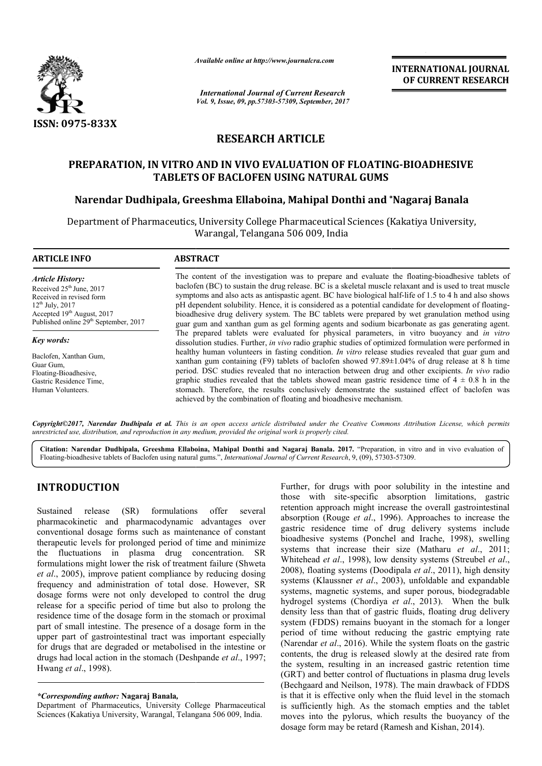*Available online at http://www.journalcra.com*

*International Journal of Current Research*
*Vol. 9, Issue, 09, pp.57303-57309, September, 2017*

**INTERNATIONAL JOURNAL OF CURRENT RESEARCH**

ISSN: 0975-833X

# RESEARCH ARTICLE

## PREPARATION, IN VITRO AND IN VIVO EVALUATION OF FLOATING-BIOADHESIVE TABLETS OF BACLOFEN USING NATURAL GUMS

**Narendar Dudhipala, Greeshma Ellaboina, Mahipal Donthi and \*Nagaraj Banala**

Department of Pharmaceutics, University College Pharmaceutical Sciences (Kakatiya University, Warangal, Telangana 506 009, India

### ARTICLE INFO

*Article History:*

Received 25th June, 2017
Received in revised form 12th July, 2017
Accepted 19th August, 2017
Published online 29th September, 2017

*Key words:*

Baclofen, Xanthan Gum, Guar Gum, Floating-Bioadhesive, Gastric Residence Time, Human Volunteers.

### ABSTRACT

The content of the investigation was to prepare and evaluate the floating-bioadhesive tablets of baclofen (BC) to sustain the drug release. BC is a skeletal muscle relaxant and is used to treat muscle symptoms and also acts as antispastic agent. BC have biological half-life of 1.5 to 4 h and also shows pH dependent solubility. Hence, it is considered as a potential candidate for development of floating-bioadhesive drug delivery system. The BC tablets were prepared by wet granulation method using guar gum and xanthan gum as gel forming agents and sodium bicarbonate as gas generating agent. The prepared tablets were evaluated for physical parameters, in vitro buoyancy and *in vitro* dissolution studies. Further, *in vivo* radio graphic studies of optimized formulation were performed in healthy human volunteers in fasting condition. *In vitro* release studies revealed that guar gum and xanthan gum containing (F9) tablets of baclofen showed 97.89±1.04% of drug release at 8 h time period. DSC studies revealed that no interaction between drug and other excipients. *In vivo* radio graphic studies revealed that the tablets showed mean gastric residence time of 4 ± 0.8 h in the stomach. Therefore, the results conclusively demonstrate the sustained effect of baclofen was achieved by the combination of floating and bioadhesive mechanism.

***Copyright©2017, Narendar Dudhipala et al.*** *This is an open access article distributed under the Creative Commons Attribution License, which permits unrestricted use, distribution, and reproduction in any medium, provided the original work is properly cited.*

**Citation: Narendar Dudhipala, Greeshma Ellaboina, Mahipal Donthi and Nagaraj Banala. 2017.** "Preparation, in vitro and in vivo evaluation of Floating-bioadhesive tablets of Baclofen using natural gums.", *International Journal of Current Research*, 9, (09), 57303-57309.

## INTRODUCTION

Sustained release (SR) formulations offer several pharmacokinetic and pharmacodynamic advantages over conventional dosage forms such as maintenance of constant therapeutic levels for prolonged period of time and minimize the fluctuations in plasma drug concentration. SR formulations might lower the risk of treatment failure (Shweta *et al*., 2005), improve patient compliance by reducing dosing frequency and administration of total dose. However, SR dosage forms were not only developed to control the drug release for a specific period of time but also to prolong the residence time of the dosage form in the stomach or proximal part of small intestine. The presence of a dosage form in the upper part of gastrointestinal tract was important especially for drugs that are degraded or metabolised in the intestine or drugs had local action in the stomach (Deshpande *et al*., 1997; Hwang *et al*., 1998).

Further, for drugs with poor solubility in the intestine and those with site-specific absorption limitations, gastric retention approach might increase the overall gastrointestinal absorption (Rouge *et al*., 1996). Approaches to increase the gastric residence time of drug delivery systems include bioadhesive systems (Ponchel and Irache, 1998), swelling systems that increase their size (Matharu *et al*., 2011; Whitehead *et al*., 1998), low density systems (Streubel *et al*., 2008), floating systems (Doodipala *et al*., 2011), high density systems (Klaussner *et al*., 2003), unfoldable and expandable systems, magnetic systems, and super porous, biodegradable hydrogel systems (Chordiya *et al*., 2013). When the bulk density less than that of gastric fluids, floating drug delivery system (FDDS) remains buoyant in the stomach for a longer period of time without reducing the gastric emptying rate (Narendar *et al*., 2016). While the system floats on the gastric contents, the drug is released slowly at the desired rate from the system, resulting in an increased gastric retention time (GRT) and better control of fluctuations in plasma drug levels (Bechgaard and Neilson, 1978). The main drawback of FDDS is that it is effective only when the fluid level in the stomach is sufficiently high. As the stomach empties and the tablet moves into the pylorus, which results the buoyancy of the dosage form may be retard (Ramesh and Kishan, 2014).

***\*Corresponding author:*** **Nagaraj Banala,**
Department of Pharmaceutics, University College Pharmaceutical Sciences (Kakatiya University, Warangal, Telangana 506 009, India.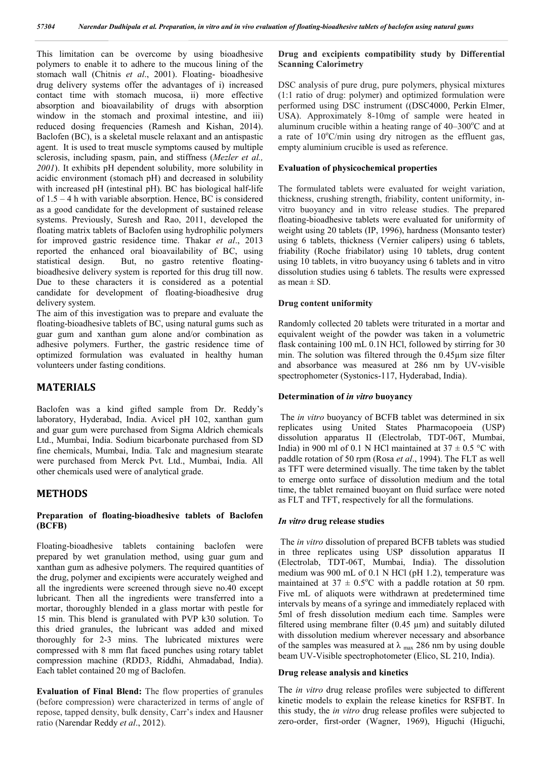This limitation can be overcome by using bioadhesive polymers to enable it to adhere to the mucous lining of the stomach wall (Chitnis *et al*., 2001). Floating- bioadhesive drug delivery systems offer the advantages of i) increased contact time with stomach mucosa, ii) more effective absorption and bioavailability of drugs with absorption window in the stomach and proximal intestine, and iii) reduced dosing frequencies (Ramesh and Kishan, 2014). Baclofen (BC), is a skeletal muscle relaxant and an antispastic agent. It is used to treat muscle symptoms caused by multiple sclerosis, including spasm, pain, and stiffness (*Mezler et al., 2001*). It exhibits pH dependent solubility, more solubility in acidic environment (stomach pH) and decreased in solubility with increased pH (intestinal pH). BC has biological half-life of 1.5 – 4 h with variable absorption. Hence, BC is considered as a good candidate for the development of sustained release systems. Previously, Suresh and Rao, 2011, developed the floating matrix tablets of Baclofen using hydrophilic polymers for improved gastric residence time. Thakar *et al*., 2013 reported the enhanced oral bioavailability of BC, using statistical design. But, no gastro retentive floating-bioadhesive delivery system is reported for this drug till now. Due to these characters it is considered as a potential candidate for development of floating-bioadhesive drug delivery system.

The aim of this investigation was to prepare and evaluate the floating-bioadhesive tablets of BC, using natural gums such as guar gum and xanthan gum alone and/or combination as adhesive polymers. Further, the gastric residence time of optimized formulation was evaluated in healthy human volunteers under fasting conditions.

## MATERIALS

Baclofen was a kind gifted sample from Dr. Reddy's laboratory, Hyderabad, India. Avicel pH 102, xanthan gum and guar gum were purchased from Sigma Aldrich chemicals Ltd., Mumbai, India. Sodium bicarbonate purchased from SD fine chemicals, Mumbai, India. Talc and magnesium stearate were purchased from Merck Pvt. Ltd., Mumbai, India. All other chemicals used were of analytical grade.

## METHODS

### Preparation of floating-bioadhesive tablets of Baclofen (BCFB)

Floating-bioadhesive tablets containing baclofen were prepared by wet granulation method, using guar gum and xanthan gum as adhesive polymers. The required quantities of the drug, polymer and excipients were accurately weighed and all the ingredients were screened through sieve no.40 except lubricant. Then all the ingredients were transferred into a mortar, thoroughly blended in a glass mortar with pestle for 15 min. This blend is granulated with PVP k30 solution. To this dried granules, the lubricant was added and mixed thoroughly for 2-3 mins. The lubricated mixtures were compressed with 8 mm flat faced punches using rotary tablet compression machine (RDD3, Riddhi, Ahmadabad, India). Each tablet contained 20 mg of Baclofen.

**Evaluation of Final Blend:** The flow properties of granules (before compression) were characterized in terms of angle of repose, tapped density, bulk density, Carr's index and Hausner ratio (Narendar Reddy *et al*., 2012).

### Drug and excipients compatibility study by Differential Scanning Calorimetry

DSC analysis of pure drug, pure polymers, physical mixtures (1:1 ratio of drug: polymer) and optimized formulation were performed using DSC instrument ((DSC4000, Perkin Elmer, USA). Approximately 8-10mg of sample were heated in aluminum crucible within a heating range of 40–300°C and at a rate of 10°C/min using dry nitrogen as the effluent gas, empty aluminium crucible is used as reference.

### Evaluation of physicochemical properties

The formulated tablets were evaluated for weight variation, thickness, crushing strength, friability, content uniformity, in-vitro buoyancy and in vitro release studies. The prepared floating-bioadhesive tablets were evaluated for uniformity of weight using 20 tablets (IP, 1996), hardness (Monsanto tester) using 6 tablets, thickness (Vernier calipers) using 6 tablets, friability (Roche friabilator) using 10 tablets, drug content using 10 tablets, in vitro buoyancy using 6 tablets and in vitro dissolution studies using 6 tablets. The results were expressed as mean ± SD.

### Drug content uniformity

Randomly collected 20 tablets were triturated in a mortar and equivalent weight of the powder was taken in a volumetric flask containing 100 mL 0.1N HCl, followed by stirring for 30 min. The solution was filtered through the 0.45µm size filter and absorbance was measured at 286 nm by UV-visible spectrophometer (Systonics-117, Hyderabad, India).

### Determination of *in vitro* buoyancy

The *in vitro* buoyancy of BCFB tablet was determined in six replicates using United States Pharmacopoeia (USP) dissolution apparatus II (Electrolab, TDT-06T, Mumbai, India) in 900 ml of 0.1 N HCl maintained at 37 ± 0.5 °C with paddle rotation of 50 rpm (Rosa *et al*., 1994). The FLT as well as TFT were determined visually. The time taken by the tablet to emerge onto surface of dissolution medium and the total time, the tablet remained buoyant on fluid surface were noted as FLT and TFT, respectively for all the formulations.

### *In vitro* drug release studies

The *in vitro* dissolution of prepared BCFB tablets was studied in three replicates using USP dissolution apparatus II (Electrolab, TDT-06T, Mumbai, India). The dissolution medium was 900 mL of 0.1 N HCl (pH 1.2), temperature was maintained at 37 ± 0.5°C with a paddle rotation at 50 rpm. Five mL of aliquots were withdrawn at predetermined time intervals by means of a syringe and immediately replaced with 5ml of fresh dissolution medium each time. Samples were filtered using membrane filter (0.45 µm) and suitably diluted with dissolution medium wherever necessary and absorbance of the samples was measured at $\lambda_{max}$ 286 nm by using double beam UV-Visible spectrophotometer (Elico, SL 210, India).

### Drug release analysis and kinetics

The *in vitro* drug release profiles were subjected to different kinetic models to explain the release kinetics for RSFBT. In this study, the *in vitro* drug release profiles were subjected to zero-order, first-order (Wagner, 1969), Higuchi (Higuchi,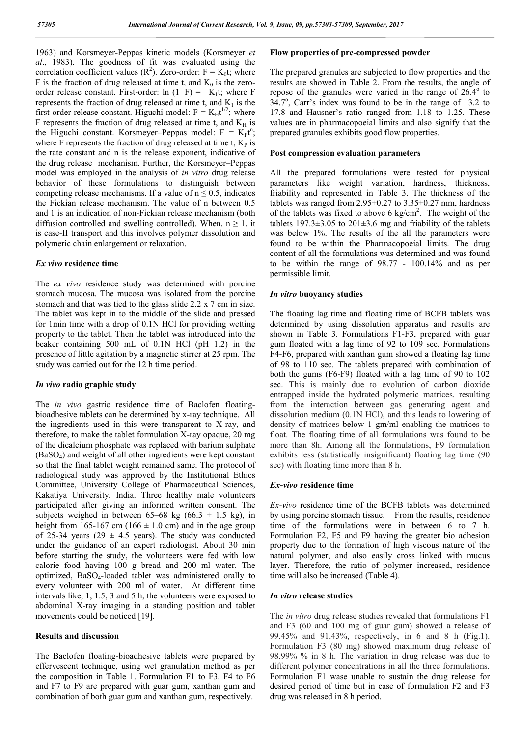1963) and Korsmeyer-Peppas kinetic models (Korsmeyer *et al*., 1983). The goodness of fit was evaluated using the correlation coefficient values ($R^2$). Zero-order: $F = K_0t$; where F is the fraction of drug released at time t, and $K_0$ is the zero-order release constant. First-order: $\ln(1 \quad F) = \quad K_1t$; where F represents the fraction of drug released at time t, and $K_1$ is the first-order release constant. Higuchi model: $F = K_Ht^{1/2}$; where F represents the fraction of drug released at time t, and $K_H$ is the Higuchi constant. Korsmeyer–Peppas model: $F = K_Pt^n$; where F represents the fraction of drug released at time t, $K_P$ is the rate constant and n is the release exponent, indicative of the drug release mechanism. Further, the Korsmeyer–Peppas model was employed in the analysis of *in vitro* drug release behavior of these formulations to distinguish between competing release mechanisms. If a value of $n \leq 0.5$, indicates the Fickian release mechanism. The value of n between 0.5 and 1 is an indication of non-Fickian release mechanism (both diffusion controlled and swelling controlled). When, $n \geq 1$, it is case-II transport and this involves polymer dissolution and polymeric chain enlargement or relaxation.

### *Ex vivo* residence time

The *ex vivo* residence study was determined with porcine stomach mucosa. The mucosa was isolated from the porcine stomach and that was tied to the glass slide 2.2 x 7 cm in size. The tablet was kept in to the middle of the slide and pressed for 1min time with a drop of 0.1N HCl for providing wetting property to the tablet. Then the tablet was introduced into the beaker containing 500 mL of 0.1N HCl (pH 1.2) in the presence of little agitation by a magnetic stirrer at 25 rpm. The study was carried out for the 12 h time period.

### *In vivo* radio graphic study

The *in vivo* gastric residence time of Baclofen floating-bioadhesive tablets can be determined by x-ray technique. All the ingredients used in this were transparent to X-ray, and therefore, to make the tablet formulation X-ray opaque, 20 mg of the dicalcium phosphate was replaced with barium sulphate ($BaSO_4$) and weight of all other ingredients were kept constant so that the final tablet weight remained same. The protocol of radiological study was approved by the Institutional Ethics Committee, University College of Pharmaceutical Sciences, Kakatiya University, India. Three healthy male volunteers participated after giving an informed written consent. The subjects weighed in between 65–68 kg (66.3 ± 1.5 kg), in height from 165-167 cm (166 ± 1.0 cm) and in the age group of 25-34 years (29 ± 4.5 years). The study was conducted under the guidance of an expert radiologist. About 30 min before starting the study, the volunteers were fed with low calorie food having 100 g bread and 200 ml water. The optimized, $BaSO_4$-loaded tablet was administered orally to every volunteer with 200 ml of water. At different time intervals like, 1, 1.5, 3 and 5 h, the volunteers were exposed to abdominal X-ray imaging in a standing position and tablet movements could be noticed [19].

## Results and discussion

The Baclofen floating-bioadhesive tablets were prepared by effervescent technique, using wet granulation method as per the composition in Table 1. Formulation F1 to F3, F4 to F6 and F7 to F9 are prepared with guar gum, xanthan gum and combination of both guar gum and xanthan gum, respectively.

### Flow properties of pre-compressed powder

The prepared granules are subjected to flow properties and the results are showed in Table 2. From the results, the angle of repose of the granules were varied in the range of 26.4° to 34.7°, Carr's index was found to be in the range of 13.2 to 17.8 and Hausner's ratio ranged from 1.18 to 1.25. These values are in pharmacopoeial limits and also signify that the prepared granules exhibits good flow properties.

### Post compression evaluation parameters

All the prepared formulations were tested for physical parameters like weight variation, hardness, thickness, friability and represented in Table 3. The thickness of the tablets was ranged from 2.95±0.27 to 3.35±0.27 mm, hardness of the tablets was fixed to above 6 kg/cm$^2$. The weight of the tablets 197.3±3.05 to 201±3.6 mg and friability of the tablets was below 1%. The results of the all the parameters were found to be within the Pharmacopoeial limits. The drug content of all the formulations was determined and was found to be within the range of 98.77 - 100.14% and as per permissible limit.

### *In vitro* buoyancy studies

The floating lag time and floating time of BCFB tablets was determined by using dissolution apparatus and results are shown in Table 3. Formulations F1-F3, prepared with guar gum floated with a lag time of 92 to 109 sec. Formulations F4-F6, prepared with xanthan gum showed a floating lag time of 98 to 110 sec. The tablets prepared with combination of both the gums (F6-F9) floated with a lag time of 90 to 102 sec. This is mainly due to evolution of carbon dioxide entrapped inside the hydrated polymeric matrices, resulting from the interaction between gas generating agent and dissolution medium (0.1N HCl), and this leads to lowering of density of matrices below 1 gm/ml enabling the matrices to float. The floating time of all formulations was found to be more than 8h. Among all the formulations, F9 formulation exhibits less (statistically insignificant) floating lag time (90 sec) with floating time more than 8 h.

### *Ex-vivo* residence time

*Ex-vivo* residence time of the BCFB tablets was determined by using porcine stomach tissue. From the results, residence time of the formulations were in between 6 to 7 h. Formulation F2, F5 and F9 having the greater bio adhesion property due to the formation of high viscous nature of the natural polymer, and also easily cross linked with mucus layer. Therefore, the ratio of polymer increased, residence time will also be increased (Table 4).

### *In vitro* release studies

The *in vitro* drug release studies revealed that formulations F1 and F3 (60 and 100 mg of guar gum) showed a release of 99.45% and 91.43%, respectively, in 6 and 8 h (Fig.1). Formulation F3 (80 mg) showed maximum drug release of 98.99% % in 8 h. The variation in drug release was due to different polymer concentrations in all the three formulations. Formulation F1 wase unable to sustain the drug release for desired period of time but in case of formulation F2 and F3 drug was released in 8 h period.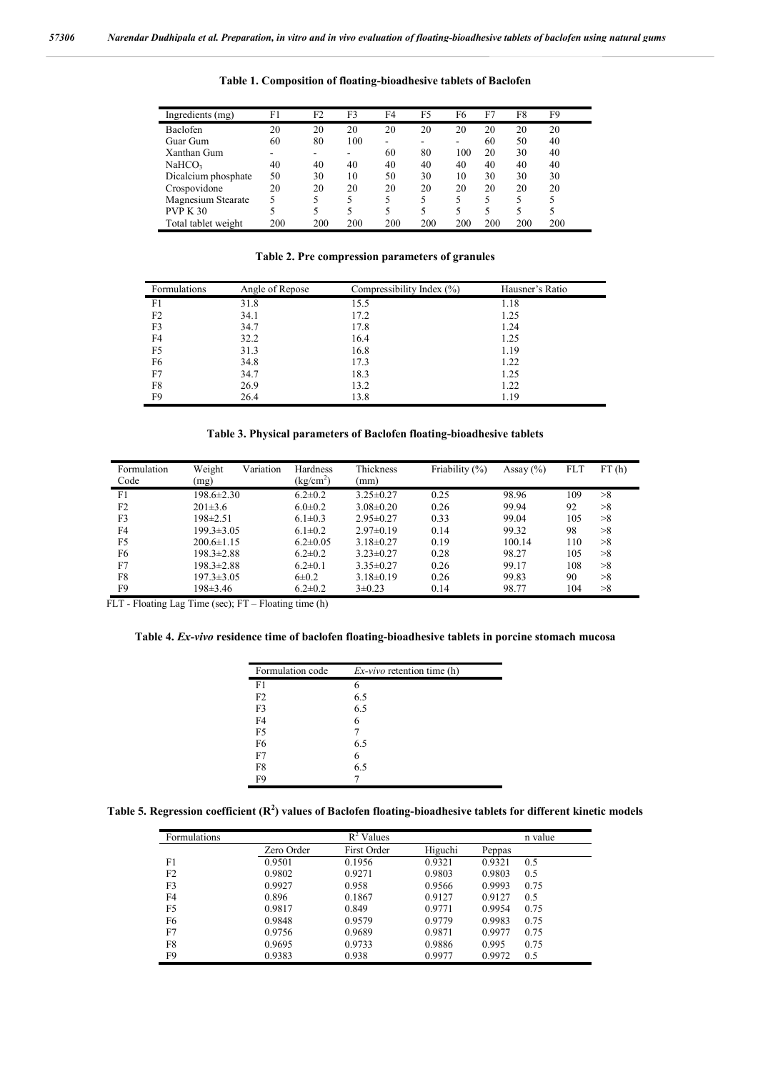**Table 1. Composition of floating-bioadhesive tablets of Baclofen**

| Ingredients (mg) | F1 | F2 | F3 | F4 | F5 | F6 | F7 | F8 | F9 |
|---|---|---|---|---|---|---|---|---|---|
| Baclofen | 20 | 20 | 20 | 20 | 20 | 20 | 20 | 20 | 20 |
| Guar Gum | 60 | 80 | 100 | - | - | - | 60 | 50 | 40 |
| Xanthan Gum | - | - | - | 60 | 80 | 100 | 20 | 30 | 40 |
| $NaHCO_3$ | 40 | 40 | 40 | 40 | 40 | 40 | 40 | 40 | 40 |
| Dicalcium phosphate | 50 | 30 | 10 | 50 | 30 | 10 | 30 | 30 | 30 |
| Crospovidone | 20 | 20 | 20 | 20 | 20 | 20 | 20 | 20 | 20 |
| Magnesium Stearate | 5 | 5 | 5 | 5 | 5 | 5 | 5 | 5 | 5 |
| PVP K 30 | 5 | 5 | 5 | 5 | 5 | 5 | 5 | 5 | 5 |
| Total tablet weight | 200 | 200 | 200 | 200 | 200 | 200 | 200 | 200 | 200 |

**Table 2. Pre compression parameters of granules**

| Formulations | Angle of Repose | Compressibility Index (%) | Hausner's Ratio |
|---|---|---|---|
| F1 | 31.8 | 15.5 | 1.18 |
| F2 | 34.1 | 17.2 | 1.25 |
| F3 | 34.7 | 17.8 | 1.24 |
| F4 | 32.2 | 16.4 | 1.25 |
| F5 | 31.3 | 16.8 | 1.19 |
| F6 | 34.8 | 17.3 | 1.22 |
| F7 | 34.7 | 18.3 | 1.25 |
| F8 | 26.9 | 13.2 | 1.22 |
| F9 | 26.4 | 13.8 | 1.19 |

**Table 3. Physical parameters of Baclofen floating-bioadhesive tablets**

| Formulation Code | Weight Variation (mg) | Hardness ($kg/cm^2$) | Thickness (mm) | Friability (%) | Assay (%) | FLT | FT (h) |
|---|---|---|---|---|---|---|---|
| F1 | 198.6±2.30 | 6.2±0.2 | 3.25±0.27 | 0.25 | 98.96 | 109 | >8 |
| F2 | 201±3.6 | 6.0±0.2 | 3.08±0.20 | 0.26 | 99.94 | 92 | >8 |
| F3 | 198±2.51 | 6.1±0.3 | 2.95±0.27 | 0.33 | 99.04 | 105 | >8 |
| F4 | 199.3±3.05 | 6.1±0.2 | 2.97±0.19 | 0.14 | 99.32 | 98 | >8 |
| F5 | 200.6±1.15 | 6.2±0.05 | 3.18±0.27 | 0.19 | 100.14 | 110 | >8 |
| F6 | 198.3±2.88 | 6.2±0.2 | 3.23±0.27 | 0.28 | 98.27 | 105 | >8 |
| F7 | 198.3±2.88 | 6.2±0.1 | 3.35±0.27 | 0.26 | 99.17 | 108 | >8 |
| F8 | 197.3±3.05 | 6±0.2 | 3.18±0.19 | 0.26 | 99.83 | 90 | >8 |
| F9 | 198±3.46 | 6.2±0.2 | 3±0.23 | 0.14 | 98.77 | 104 | >8 |

FLT - Floating Lag Time (sec); FT – Floating time (h)

**Table 4. *Ex-vivo* residence time of baclofen floating-bioadhesive tablets in porcine stomach mucosa**

| Formulation code | *Ex-vivo* retention time (h) |
|---|---|
| F1 | 6 |
| F2 | 6.5 |
| F3 | 6.5 |
| F4 | 6 |
| F5 | 7 |
| F6 | 6.5 |
| F7 | 6 |
| F8 | 6.5 |
| F9 | 7 |

**Table 5. Regression coefficient ($R^2$) values of Baclofen floating-bioadhesive tablets for different kinetic models**

| Formulations | $R^2$ Values | | | | n value |
|---|---|---|---|---|---|
| | Zero Order | First Order | Higuchi | Peppas | |
| F1 | 0.9501 | 0.1956 | 0.9321 | 0.9321 | 0.5 |
| F2 | 0.9802 | 0.9271 | 0.9803 | 0.9803 | 0.5 |
| F3 | 0.9927 | 0.958 | 0.9566 | 0.9993 | 0.75 |
| F4 | 0.896 | 0.1867 | 0.9127 | 0.9127 | 0.5 |
| F5 | 0.9817 | 0.849 | 0.9771 | 0.9954 | 0.75 |
| F6 | 0.9848 | 0.9579 | 0.9779 | 0.9983 | 0.75 |
| F7 | 0.9756 | 0.9689 | 0.9871 | 0.9977 | 0.75 |
| F8 | 0.9695 | 0.9733 | 0.9886 | 0.995 | 0.75 |
| F9 | 0.9383 | 0.938 | 0.9977 | 0.9972 | 0.5 |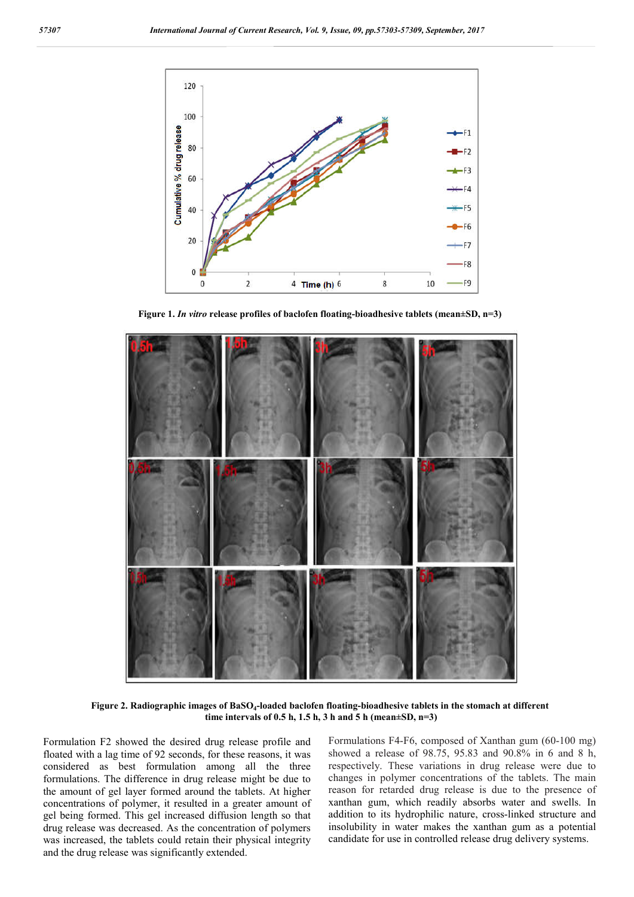**Figure 1.** ***In vitro*** **release profiles of baclofen floating-bioadhesive tablets (mean±SD, n=3)**

**Figure 2. Radiographic images of $BaSO_4$-loaded baclofen floating-bioadhesive tablets in the stomach at different time intervals of 0.5 h, 1.5 h, 3 h and 5 h (mean±SD, n=3)**

Formulation F2 showed the desired drug release profile and floated with a lag time of 92 seconds, for these reasons, it was considered as best formulation among all the three formulations. The difference in drug release might be due to the amount of gel layer formed around the tablets. At higher concentrations of polymer, it resulted in a greater amount of gel being formed. This gel increased diffusion length so that drug release was decreased. As the concentration of polymers was increased, the tablets could retain their physical integrity and the drug release was significantly extended.

Formulations F4-F6, composed of Xanthan gum (60-100 mg) showed a release of 98.75, 95.83 and 90.8% in 6 and 8 h, respectively. These variations in drug release were due to changes in polymer concentrations of the tablets. The main reason for retarded drug release is due to the presence of xanthan gum, which readily absorbs water and swells. In addition to its hydrophilic nature, cross-linked structure and insolubility in water makes the xanthan gum as a potential candidate for use in controlled release drug delivery systems.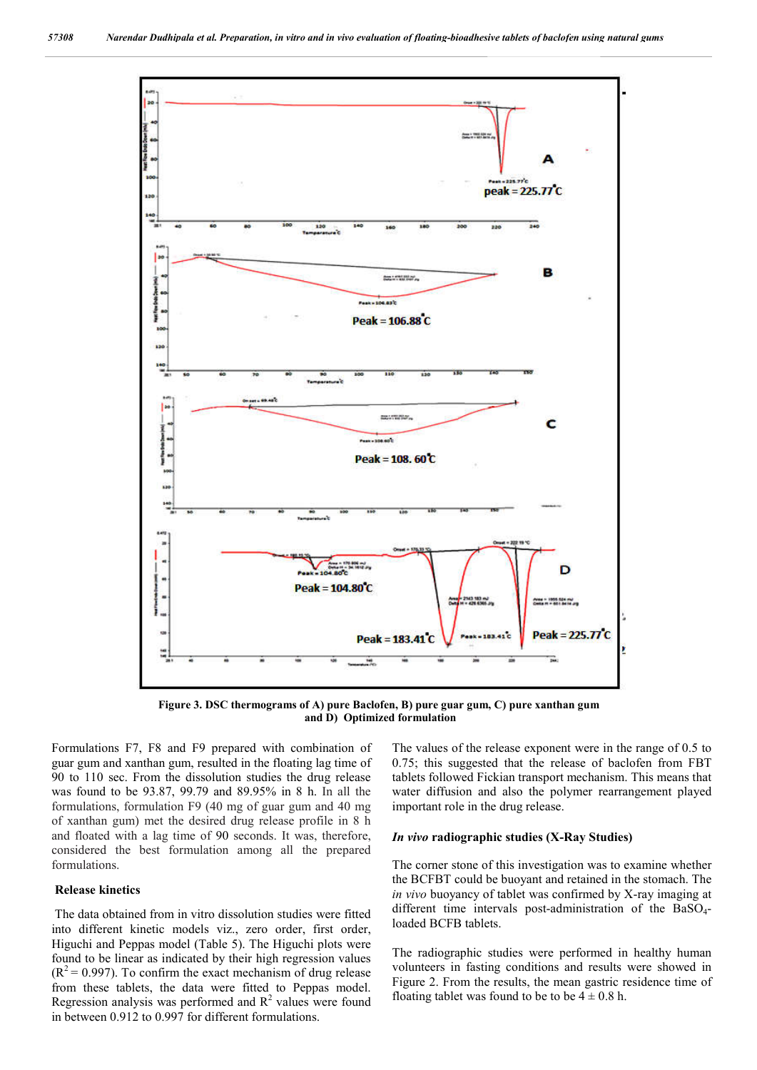**Figure 3. DSC thermograms of A) pure Baclofen, B) pure guar gum, C) pure xanthan gum and D) Optimized formulation**

Formulations F7, F8 and F9 prepared with combination of guar gum and xanthan gum, resulted in the floating lag time of 90 to 110 sec. From the dissolution studies the drug release was found to be 93.87, 99.79 and 89.95% in 8 h. In all the formulations, formulation F9 (40 mg of guar gum and 40 mg of xanthan gum) met the desired drug release profile in 8 h and floated with a lag time of 90 seconds. It was, therefore, considered the best formulation among all the prepared formulations.

### Release kinetics

The data obtained from in vitro dissolution studies were fitted into different kinetic models viz., zero order, first order, Higuchi and Peppas model (Table 5). The Higuchi plots were found to be linear as indicated by their high regression values ($R^2 = 0.997$). To confirm the exact mechanism of drug release from these tablets, the data were fitted to Peppas model. Regression analysis was performed and $R^2$ values were found in between 0.912 to 0.997 for different formulations.

The values of the release exponent were in the range of 0.5 to 0.75; this suggested that the release of baclofen from FBT tablets followed Fickian transport mechanism. This means that water diffusion and also the polymer rearrangement played important role in the drug release.

### *In vivo* radiographic studies (X-Ray Studies)

The corner stone of this investigation was to examine whether the BCFBT could be buoyant and retained in the stomach. The *in vivo* buoyancy of tablet was confirmed by X-ray imaging at different time intervals post-administration of the $BaSO_4$-loaded BCFB tablets.

The radiographic studies were performed in healthy human volunteers in fasting conditions and results were showed in Figure 2. From the results, the mean gastric residence time of floating tablet was found to be to be 4 ± 0.8 h.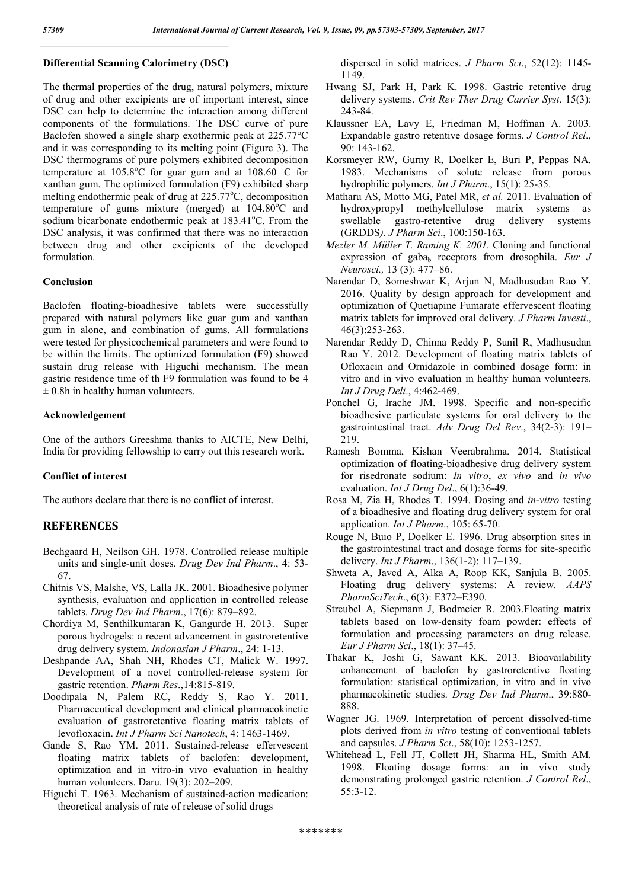### Differential Scanning Calorimetry (DSC)

The thermal properties of the drug, natural polymers, mixture of drug and other excipients are of important interest, since DSC can help to determine the interaction among different components of the formulations. The DSC curve of pure Baclofen showed a single sharp exothermic peak at 225.77°C and it was corresponding to its melting point (Figure 3). The DSC thermograms of pure polymers exhibited decomposition temperature at 105.8°C for guar gum and at 108.60 C for xanthan gum. The optimized formulation (F9) exhibited sharp melting endothermic peak of drug at 225.77°C, decomposition temperature of gums mixture (merged) at 104.80°C and sodium bicarbonate endothermic peak at 183.41°C. From the DSC analysis, it was confirmed that there was no interaction between drug and other excipients of the developed formulation.

### Conclusion

Baclofen floating-bioadhesive tablets were successfully prepared with natural polymers like guar gum and xanthan gum in alone, and combination of gums. All formulations were tested for physicochemical parameters and were found to be within the limits. The optimized formulation (F9) showed sustain drug release with Higuchi mechanism. The mean gastric residence time of th F9 formulation was found to be 4 ± 0.8h in healthy human volunteers.

### Acknowledgement

One of the authors Greeshma thanks to AICTE, New Delhi, India for providing fellowship to carry out this research work.

### Conflict of interest

The authors declare that there is no conflict of interest.

## REFERENCES

Bechgaard H, Neilson GH. 1978. Controlled release multiple units and single-unit doses. *Drug Dev Ind Pharm*., 4: 53-67.

Chitnis VS, Malshe, VS, Lalla JK. 2001. Bioadhesive polymer synthesis, evaluation and application in controlled release tablets. *Drug Dev Ind Pharm*., 17(6): 879–892.

Chordiya M, Senthilkumaran K, Gangurde H. 2013. Super porous hydrogels: a recent advancement in gastroretentive drug delivery system. *Indonasian J Pharm*., 24: 1-13.

Deshpande AA, Shah NH, Rhodes CT, Malick W. 1997. Development of a novel controlled-release system for gastric retention. *Pharm Res*.,14:815-819.

Doodipala N, Palem RC, Reddy S, Rao Y. 2011. Pharmaceutical development and clinical pharmacokinetic evaluation of gastroretentive floating matrix tablets of levofloxacin. *Int J Pharm Sci Nanotech*, 4: 1463-1469.

Gande S, Rao YM. 2011. Sustained-release effervescent floating matrix tablets of baclofen: development, optimization and in vitro-in vivo evaluation in healthy human volunteers. Daru. 19(3): 202–209.

Higuchi T. 1963. Mechanism of sustained-action medication: theoretical analysis of rate of release of solid drugs dispersed in solid matrices. *J Pharm Sci*., 52(12): 1145-1149.

Hwang SJ, Park H, Park K. 1998. Gastric retentive drug delivery systems. *Crit Rev Ther Drug Carrier Syst*. 15(3): 243-84.

Klaussner EA, Lavy E, Friedman M, Hoffman A. 2003. Expandable gastro retentive dosage forms. *J Control Rel*., 90: 143-162.

Korsmeyer RW, Gurny R, Doelker E, Buri P, Peppas NA. 1983. Mechanisms of solute release from porous hydrophilic polymers. *Int J Pharm*., 15(1): 25-35.

Matharu AS, Motto MG, Patel MR, *et al.* 2011. Evaluation of hydroxypropyl methylcellulose matrix systems as swellable gastro-retentive drug delivery systems (GRDDS*). J Pharm Sci*., 100:150-163.

*Mezler M. Müller T. Raming K. 2001*. Cloning and functional expression of gaba$_b$ receptors from drosophila. *Eur J Neurosci.,* 13 (3): 477–86.

Narendar D, Someshwar K, Arjun N, Madhusudan Rao Y. 2016. Quality by design approach for development and optimization of Quetiapine Fumarate effervescent floating matrix tablets for improved oral delivery. *J Pharm Investi*., 46(3):253-263.

Narendar Reddy D, Chinna Reddy P, Sunil R, Madhusudan Rao Y. 2012. Development of floating matrix tablets of Ofloxacin and Ornidazole in combined dosage form: in vitro and in vivo evaluation in healthy human volunteers. *Int J Drug Deli*., 4:462-469.

Ponchel G, Irache JM. 1998. Specific and non-specific bioadhesive particulate systems for oral delivery to the gastrointestinal tract. *Adv Drug Del Rev*., 34(2-3): 191–219.

Ramesh Bomma, Kishan Veerabrahma. 2014. Statistical optimization of floating-bioadhesive drug delivery system for risedronate sodium: *In vitro*, *ex vivo* and *in vivo* evaluation. *Int J Drug Del*., 6(1):36-49.

Rosa M, Zia H, Rhodes T. 1994. Dosing and *in-vitro* testing of a bioadhesive and floating drug delivery system for oral application. *Int J Pharm*., 105: 65-70.

Rouge N, Buio P, Doelker E. 1996. Drug absorption sites in the gastrointestinal tract and dosage forms for site-specific delivery. *Int J Pharm*., 136(1-2): 117–139.

Shweta A, Javed A, Alka A, Roop KK, Sanjula B. 2005. Floating drug delivery systems: A review. *AAPS PharmSciTech*., 6(3): E372–E390.

Streubel A, Siepmann J, Bodmeier R. 2003.Floating matrix tablets based on low-density foam powder: effects of formulation and processing parameters on drug release. *Eur J Pharm Sci*., 18(1): 37–45.

Thakar K, Joshi G, Sawant KK. 2013. Bioavailability enhancement of baclofen by gastroretentive floating formulation: statistical optimization, in vitro and in vivo pharmacokinetic studies. *Drug Dev Ind Pharm*., 39:880-888.

Wagner JG. 1969. Interpretation of percent dissolved-time plots derived from *in vitro* testing of conventional tablets and capsules. *J Pharm Sci*., 58(10): 1253-1257.

Whitehead L, Fell JT, Collett JH, Sharma HL, Smith AM. 1998. Floating dosage forms: an in vivo study demonstrating prolonged gastric retention. *J Control Rel*., 55:3-12.

*******